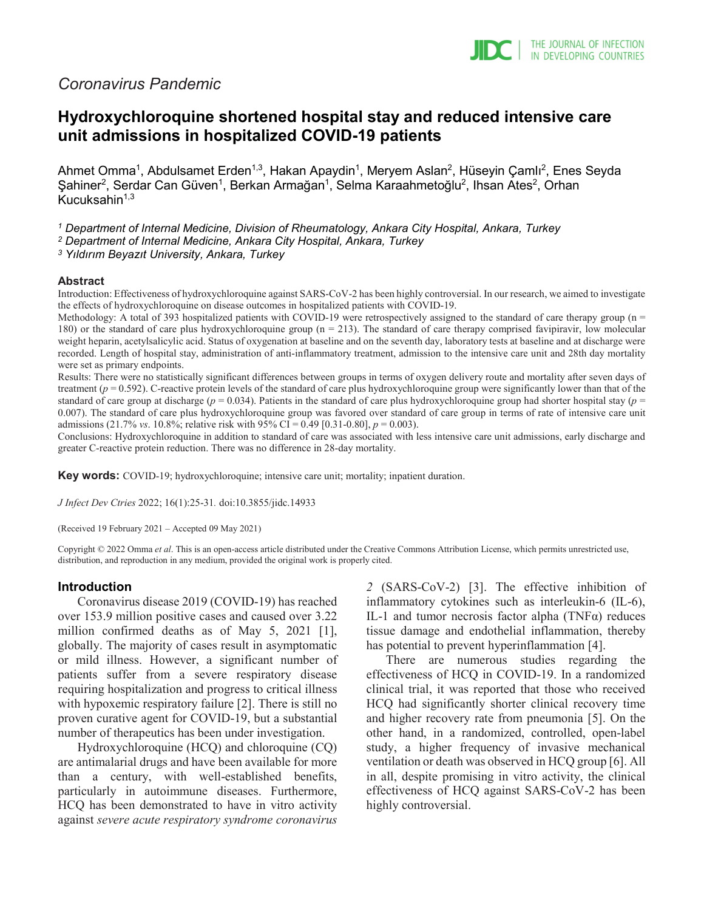*Coronavirus Pandemic*

# Hydroxychloroquine shortened hospital stay and reduced intensive care unit admissions in hospitalized COVID-19 patients

Ahmet Omma[1], Abdulsamet Erden[1,3], Hakan Apaydin[1], Meryem Aslan[2], Hüseyin Çamlı[2], Enes Seyda Şahiner[2], Serdar Can Güven[1], Berkan Armağan[1], Selma Karaahmetoğlu[2], Ihsan Ates[2], Orhan Kucuksahin[1,3]

*[1] Department of Internal Medicine, Division of Rheumatology, Ankara City Hospital, Ankara, Turkey*
*[2] Department of Internal Medicine, Ankara City Hospital, Ankara, Turkey*
*[3] Yıldırım Beyazıt University, Ankara, Turkey*

## Abstract

Introduction: Effectiveness of hydroxychloroquine against SARS-CoV-2 has been highly controversial. In our research, we aimed to investigate the effects of hydroxychloroquine on disease outcomes in hospitalized patients with COVID-19.

Methodology: A total of 393 hospitalized patients with COVID-19 were retrospectively assigned to the standard of care therapy group (n = 180) or the standard of care plus hydroxychloroquine group (n = 213). The standard of care therapy comprised favipiravir, low molecular weight heparin, acetylsalicylic acid. Status of oxygenation at baseline and on the seventh day, laboratory tests at baseline and at discharge were recorded. Length of hospital stay, administration of anti-inflammatory treatment, admission to the intensive care unit and 28th day mortality were set as primary endpoints.

Results: There were no statistically significant differences between groups in terms of oxygen delivery route and mortality after seven days of treatment ($p = 0.592$). C-reactive protein levels of the standard of care plus hydroxychloroquine group were significantly lower than that of the standard of care group at discharge ($p = 0.034$). Patients in the standard of care plus hydroxychloroquine group had shorter hospital stay ($p = 0.007$). The standard of care plus hydroxychloroquine group was favored over standard of care group in terms of rate of intensive care unit admissions (21.7% *vs*. 10.8%; relative risk with 95% CI = 0.49 [0.31-0.80], $p = 0.003$).

Conclusions: Hydroxychloroquine in addition to standard of care was associated with less intensive care unit admissions, early discharge and greater C-reactive protein reduction. There was no difference in 28-day mortality.

**Key words:** COVID-19; hydroxychloroquine; intensive care unit; mortality; inpatient duration.

*J Infect Dev Ctries* 2022; 16(1):25-31. doi:10.3855/jidc.14933

(Received 19 February 2021 – Accepted 09 May 2021)

Copyright © 2022 Omma *et al*. This is an open-access article distributed under the Creative Commons Attribution License, which permits unrestricted use, distribution, and reproduction in any medium, provided the original work is properly cited.

## Introduction

Coronavirus disease 2019 (COVID-19) has reached over 153.9 million positive cases and caused over 3.22 million confirmed deaths as of May 5, 2021 [1], globally. The majority of cases result in asymptomatic or mild illness. However, a significant number of patients suffer from a severe respiratory disease requiring hospitalization and progress to critical illness with hypoxemic respiratory failure [2]. There is still no proven curative agent for COVID-19, but a substantial number of therapeutics has been under investigation.

Hydroxychloroquine (HCQ) and chloroquine (CQ) are antimalarial drugs and have been available for more than a century, with well-established benefits, particularly in autoimmune diseases. Furthermore, HCQ has been demonstrated to have in vitro activity against *severe acute respiratory syndrome coronavirus 2* (SARS-CoV-2) [3]. The effective inhibition of inflammatory cytokines such as interleukin-6 (IL-6), IL-1 and tumor necrosis factor alpha (TNFα) reduces tissue damage and endothelial inflammation, thereby has potential to prevent hyperinflammation [4].

There are numerous studies regarding the effectiveness of HCQ in COVID-19. In a randomized clinical trial, it was reported that those who received HCQ had significantly shorter clinical recovery time and higher recovery rate from pneumonia [5]. On the other hand, in a randomized, controlled, open-label study, a higher frequency of invasive mechanical ventilation or death was observed in HCQ group [6]. All in all, despite promising in vitro activity, the clinical effectiveness of HCQ against SARS-CoV-2 has been highly controversial.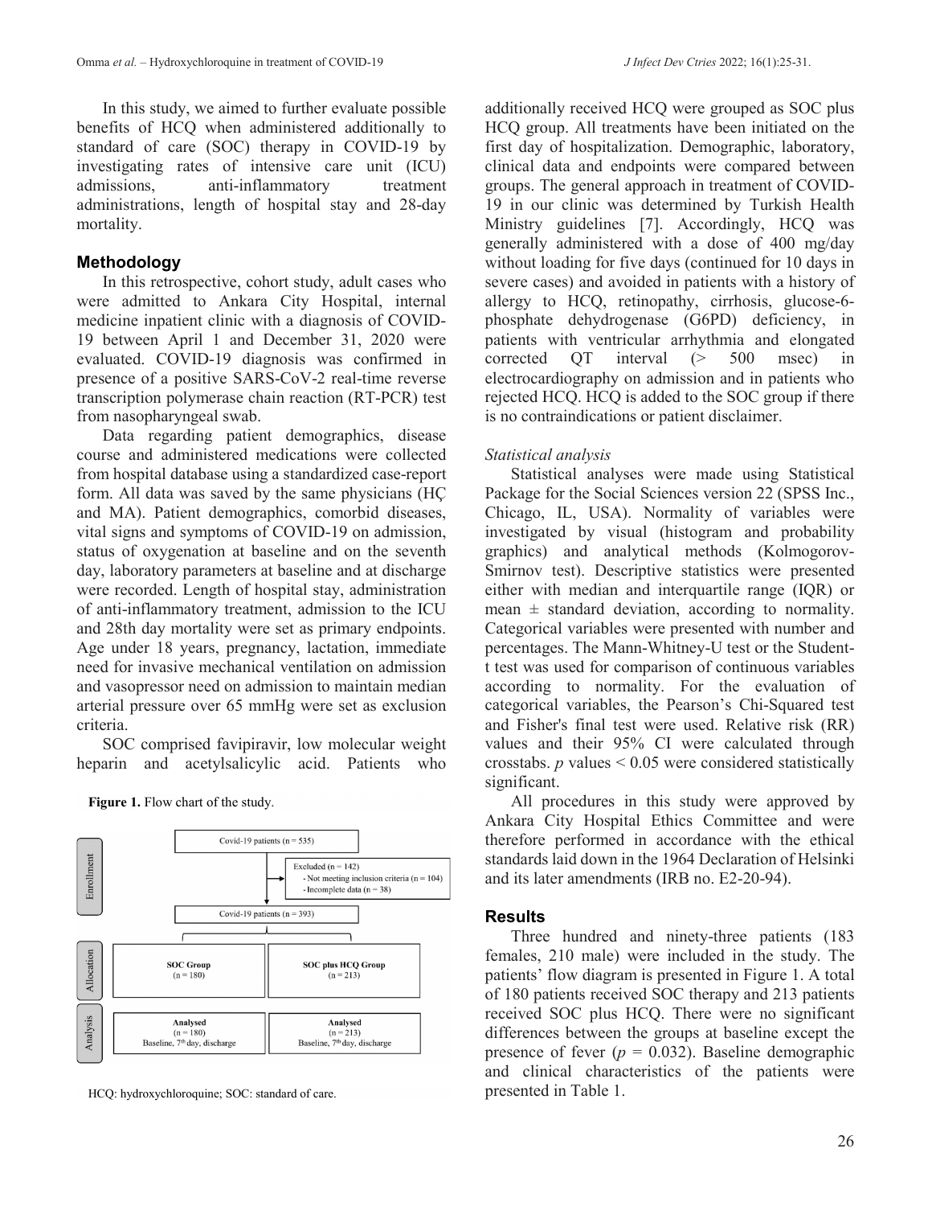In this study, we aimed to further evaluate possible benefits of HCQ when administered additionally to standard of care (SOC) therapy in COVID-19 by investigating rates of intensive care unit (ICU) admissions, anti-inflammatory treatment administrations, length of hospital stay and 28-day mortality.

## Methodology

In this retrospective, cohort study, adult cases who were admitted to Ankara City Hospital, internal medicine inpatient clinic with a diagnosis of COVID-19 between April 1 and December 31, 2020 were evaluated. COVID-19 diagnosis was confirmed in presence of a positive SARS-CoV-2 real-time reverse transcription polymerase chain reaction (RT-PCR) test from nasopharyngeal swab.

Data regarding patient demographics, disease course and administered medications were collected from hospital database using a standardized case-report form. All data was saved by the same physicians (HÇ and MA). Patient demographics, comorbid diseases, vital signs and symptoms of COVID-19 on admission, status of oxygenation at baseline and on the seventh day, laboratory parameters at baseline and at discharge were recorded. Length of hospital stay, administration of anti-inflammatory treatment, admission to the ICU and 28th day mortality were set as primary endpoints. Age under 18 years, pregnancy, lactation, immediate need for invasive mechanical ventilation on admission and vasopressor need on admission to maintain median arterial pressure over 65 mmHg were set as exclusion criteria.

SOC comprised favipiravir, low molecular weight heparin and acetylsalicylic acid. Patients who additionally received HCQ were grouped as SOC plus HCQ group. All treatments have been initiated on the first day of hospitalization. Demographic, laboratory, clinical data and endpoints were compared between groups. The general approach in treatment of COVID-19 in our clinic was determined by Turkish Health Ministry guidelines [7]. Accordingly, HCQ was generally administered with a dose of 400 mg/day without loading for five days (continued for 10 days in severe cases) and avoided in patients with a history of allergy to HCQ, retinopathy, cirrhosis, glucose-6-phosphate dehydrogenase (G6PD) deficiency, in patients with ventricular arrhythmia and elongated corrected QT interval (> 500 msec) in electrocardiography on admission and in patients who rejected HCQ. HCQ is added to the SOC group if there is no contraindications or patient disclaimer.

**Figure 1.** Flow chart of the study.

| Stage | SOC Group | SOC plus HCQ Group |
|---|---|---|
| Enrollment | Covid-19 patients (n = 535); Excluded (n = 142): Not meeting inclusion criteria (n = 104), Incomplete data (n = 38); Covid-19 patients (n = 393) | |
| Allocation | SOC Group (n = 180) | SOC plus HCQ Group (n = 213) |
| Analysis | Analysed (n = 180) Baseline, 7th day, discharge | Analysed (n = 213) Baseline, 7th day, discharge |

HCQ: hydroxychloroquine; SOC: standard of care.

### *Statistical analysis*

Statistical analyses were made using Statistical Package for the Social Sciences version 22 (SPSS Inc., Chicago, IL, USA). Normality of variables were investigated by visual (histogram and probability graphics) and analytical methods (Kolmogorov-Smirnov test). Descriptive statistics were presented either with median and interquartile range (IQR) or mean ± standard deviation, according to normality. Categorical variables were presented with number and percentages. The Mann-Whitney-U test or the Student-t test was used for comparison of continuous variables according to normality. For the evaluation of categorical variables, the Pearson's Chi-Squared test and Fisher's final test were used. Relative risk (RR) values and their 95% CI were calculated through crosstabs. *p* values < 0.05 were considered statistically significant.

All procedures in this study were approved by Ankara City Hospital Ethics Committee and were therefore performed in accordance with the ethical standards laid down in the 1964 Declaration of Helsinki and its later amendments (IRB no. E2-20-94).

## Results

Three hundred and ninety-three patients (183 females, 210 male) were included in the study. The patients' flow diagram is presented in Figure 1. A total of 180 patients received SOC therapy and 213 patients received SOC plus HCQ. There were no significant differences between the groups at baseline except the presence of fever ($p = 0.032$). Baseline demographic and clinical characteristics of the patients were presented in Table 1.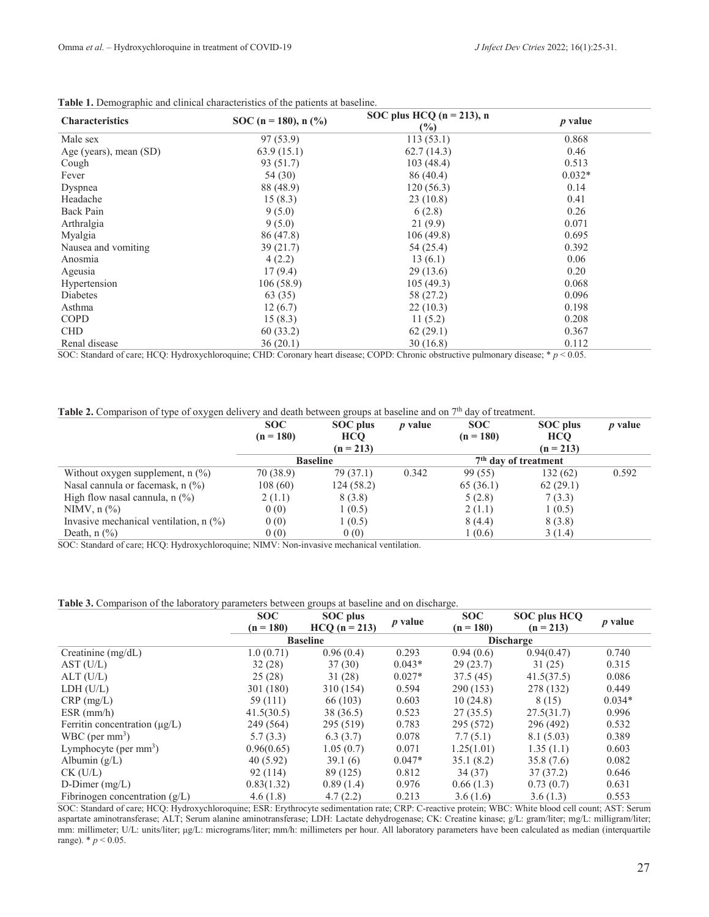**Table 1.** Demographic and clinical characteristics of the patients at baseline.

| Characteristics | SOC (n = 180), n (%) | SOC plus HCQ (n = 213), n (%) | *p* value |
|---|---|---|---|
| Male sex | 97 (53.9) | 113 (53.1) | 0.868 |
| Age (years), mean (SD) | 63.9 (15.1) | 62.7 (14.3) | 0.46 |
| Cough | 93 (51.7) | 103 (48.4) | 0.513 |
| Fever | 54 (30) | 86 (40.4) | 0.032* |
| Dyspnea | 88 (48.9) | 120 (56.3) | 0.14 |
| Headache | 15 (8.3) | 23 (10.8) | 0.41 |
| Back Pain | 9 (5.0) | 6 (2.8) | 0.26 |
| Arthralgia | 9 (5.0) | 21 (9.9) | 0.071 |
| Myalgia | 86 (47.8) | 106 (49.8) | 0.695 |
| Nausea and vomiting | 39 (21.7) | 54 (25.4) | 0.392 |
| Anosmia | 4 (2.2) | 13 (6.1) | 0.06 |
| Ageusia | 17 (9.4) | 29 (13.6) | 0.20 |
| Hypertension | 106 (58.9) | 105 (49.3) | 0.068 |
| Diabetes | 63 (35) | 58 (27.2) | 0.096 |
| Asthma | 12 (6.7) | 22 (10.3) | 0.198 |
| COPD | 15 (8.3) | 11 (5.2) | 0.208 |
| CHD | 60 (33.2) | 62 (29.1) | 0.367 |
| Renal disease | 36 (20.1) | 30 (16.8) | 0.112 |

SOC: Standard of care; HCQ: Hydroxychloroquine; CHD: Coronary heart disease; COPD: Chronic obstructive pulmonary disease; * $p < 0.05$.

**Table 2.** Comparison of type of oxygen delivery and death between groups at baseline and on 7th day of treatment.

| | SOC (n = 180) | SOC plus HCQ (n = 213) | *p* value | SOC (n = 180) | SOC plus HCQ (n = 213) | *p* value |
|---|---|---|---|---|---|---|
| | Baseline | | | 7th day of treatment | | |
| Without oxygen supplement, n (%) | 70 (38.9) | 79 (37.1) | 0.342 | 99 (55) | 132 (62) | 0.592 |
| Nasal cannula or facemask, n (%) | 108 (60) | 124 (58.2) | | 65 (36.1) | 62 (29.1) | |
| High flow nasal cannula, n (%) | 2 (1.1) | 8 (3.8) | | 5 (2.8) | 7 (3.3) | |
| NIMV, n (%) | 0 (0) | 1 (0.5) | | 2 (1.1) | 1 (0.5) | |
| Invasive mechanical ventilation, n (%) | 0 (0) | 1 (0.5) | | 8 (4.4) | 8 (3.8) | |
| Death, n (%) | 0 (0) | 0 (0) | | 1 (0.6) | 3 (1.4) | |

SOC: Standard of care; HCQ: Hydroxychloroquine; NIMV: Non-invasive mechanical ventilation.

**Table 3.** Comparison of the laboratory parameters between groups at baseline and on discharge.

| | SOC (n = 180) | SOC plus HCQ (n = 213) | *p* value | SOC (n = 180) | SOC plus HCQ (n = 213) | *p* value |
|---|---|---|---|---|---|---|
| | Baseline | | | Discharge | | |
| Creatinine (mg/dL) | 1.0 (0.71) | 0.96 (0.4) | 0.293 | 0.94 (0.6) | 0.94(0.47) | 0.740 |
| AST (U/L) | 32 (28) | 37 (30) | 0.043* | 29 (23.7) | 31 (25) | 0.315 |
| ALT (U/L) | 25 (28) | 31 (28) | 0.027* | 37.5 (45) | 41.5(37.5) | 0.086 |
| LDH (U/L) | 301 (180) | 310 (154) | 0.594 | 290 (153) | 278 (132) | 0.449 |
| CRP (mg/L) | 59 (111) | 66 (103) | 0.603 | 10 (24.8) | 8 (15) | 0.034* |
| ESR (mm/h) | 41.5(30.5) | 38 (36.5) | 0.523 | 27 (35.5) | 27.5(31.7) | 0.996 |
| Ferritin concentration (μg/L) | 249 (564) | 295 (519) | 0.783 | 295 (572) | 296 (492) | 0.532 |
| WBC (per $mm^3$) | 5.7 (3.3) | 6.3 (3.7) | 0.078 | 7.7 (5.1) | 8.1 (5.03) | 0.389 |
| Lymphocyte (per $mm^3$) | 0.96(0.65) | 1.05 (0.7) | 0.071 | 1.25(1.01) | 1.35 (1.1) | 0.603 |
| Albumin (g/L) | 40 (5.92) | 39.1 (6) | 0.047* | 35.1 (8.2) | 35.8 (7.6) | 0.082 |
| CK (U/L) | 92 (114) | 89 (125) | 0.812 | 34 (37) | 37 (37.2) | 0.646 |
| D-Dimer (mg/L) | 0.83(1.32) | 0.89 (1.4) | 0.976 | 0.66 (1.3) | 0.73 (0.7) | 0.631 |
| Fibrinogen concentration (g/L) | 4.6 (1.8) | 4.7 (2.2) | 0.213 | 3.6 (1.6) | 3.6 (1.3) | 0.553 |

SOC: Standard of care; HCQ: Hydroxychloroquine; ESR: Erythrocyte sedimentation rate; CRP: C-reactive protein; WBC: White blood cell count; AST: Serum aspartate aminotransferase; ALT; Serum alanine aminotransferase; LDH: Lactate dehydrogenase; CK: Creatine kinase; g/L: gram/liter; mg/L: milligram/liter; mm: millimeter; U/L: units/liter; μg/L: micrograms/liter; mm/h: millimeters per hour. All laboratory parameters have been calculated as median (interquartile range). * $p < 0.05$.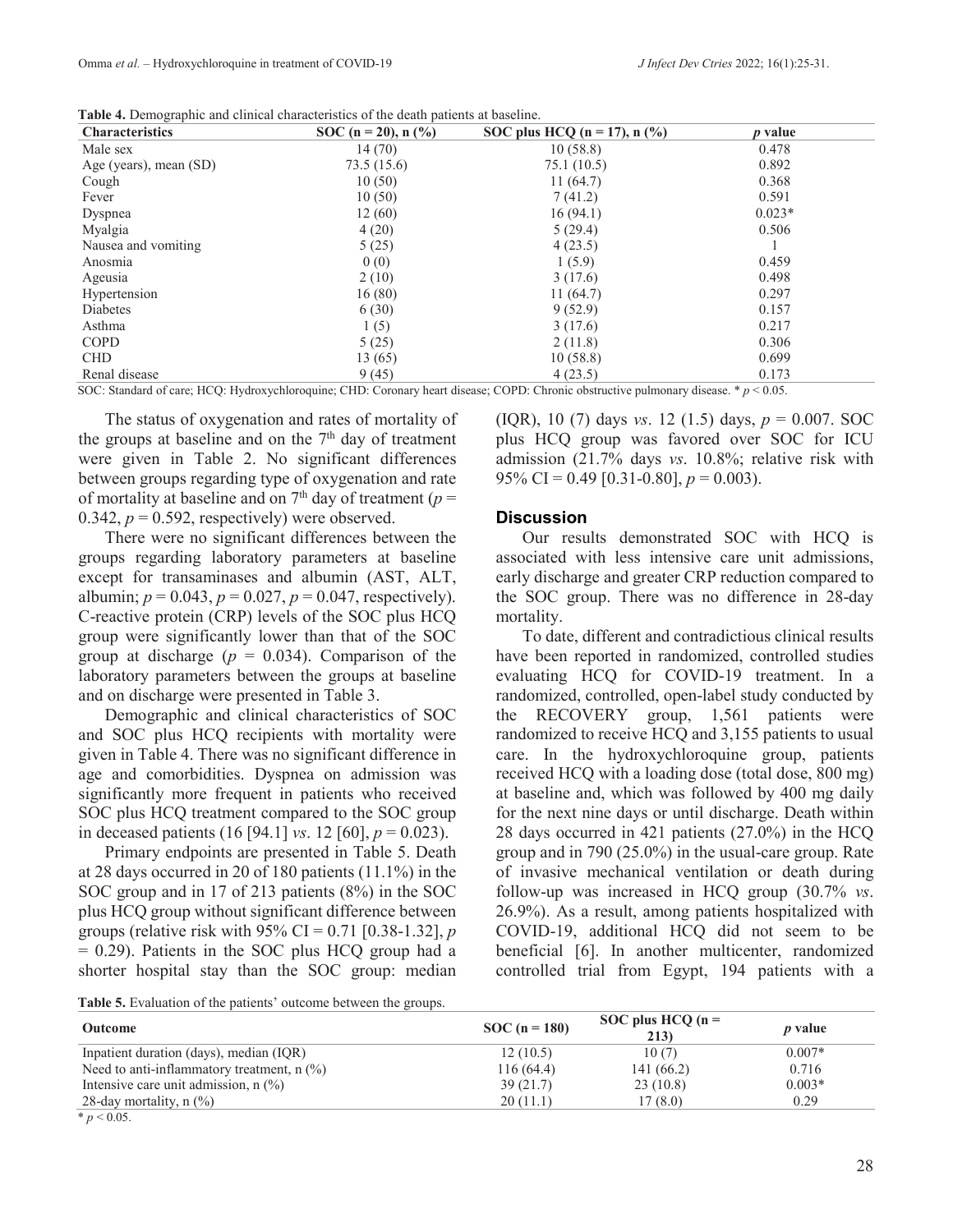**Table 4.** Demographic and clinical characteristics of the death patients at baseline.

| Characteristics | SOC (n = 20), n (%) | SOC plus HCQ (n = 17), n (%) | *p* value |
|---|---|---|---|
| Male sex | 14 (70) | 10 (58.8) | 0.478 |
| Age (years), mean (SD) | 73.5 (15.6) | 75.1 (10.5) | 0.892 |
| Cough | 10 (50) | 11 (64.7) | 0.368 |
| Fever | 10 (50) | 7 (41.2) | 0.591 |
| Dyspnea | 12 (60) | 16 (94.1) | 0.023* |
| Myalgia | 4 (20) | 5 (29.4) | 0.506 |
| Nausea and vomiting | 5 (25) | 4 (23.5) | 1 |
| Anosmia | 0 (0) | 1 (5.9) | 0.459 |
| Ageusia | 2 (10) | 3 (17.6) | 0.498 |
| Hypertension | 16 (80) | 11 (64.7) | 0.297 |
| Diabetes | 6 (30) | 9 (52.9) | 0.157 |
| Asthma | 1 (5) | 3 (17.6) | 0.217 |
| COPD | 5 (25) | 2 (11.8) | 0.306 |
| CHD | 13 (65) | 10 (58.8) | 0.699 |
| Renal disease | 9 (45) | 4 (23.5) | 0.173 |

SOC: Standard of care; HCQ: Hydroxychloroquine; CHD: Coronary heart disease; COPD: Chronic obstructive pulmonary disease. * $p < 0.05$.

The status of oxygenation and rates of mortality of the groups at baseline and on the 7[th] day of treatment were given in Table 2. No significant differences between groups regarding type of oxygenation and rate of mortality at baseline and on 7[th] day of treatment ($p = 0.342$, $p = 0.592$, respectively) were observed.

There were no significant differences between the groups regarding laboratory parameters at baseline except for transaminases and albumin (AST, ALT, albumin; $p = 0.043$, $p = 0.027$, $p = 0.047$, respectively). C-reactive protein (CRP) levels of the SOC plus HCQ group were significantly lower than that of the SOC group at discharge ($p = 0.034$). Comparison of the laboratory parameters between the groups at baseline and on discharge were presented in Table 3.

Demographic and clinical characteristics of SOC and SOC plus HCQ recipients with mortality were given in Table 4. There was no significant difference in age and comorbidities. Dyspnea on admission was significantly more frequent in patients who received SOC plus HCQ treatment compared to the SOC group in deceased patients (16 [94.1] *vs*. 12 [60], $p = 0.023$).

Primary endpoints are presented in Table 5. Death at 28 days occurred in 20 of 180 patients (11.1%) in the SOC group and in 17 of 213 patients (8%) in the SOC plus HCQ group without significant difference between groups (relative risk with 95% CI = 0.71 [0.38-1.32], $p = 0.29$). Patients in the SOC plus HCQ group had a shorter hospital stay than the SOC group: median (IQR), 10 (7) days *vs*. 12 (1.5) days, $p = 0.007$. SOC plus HCQ group was favored over SOC for ICU admission (21.7% days *vs*. 10.8%; relative risk with 95% CI = 0.49 [0.31-0.80], $p = 0.003$).

## Discussion

Our results demonstrated SOC with HCQ is associated with less intensive care unit admissions, early discharge and greater CRP reduction compared to the SOC group. There was no difference in 28-day mortality.

To date, different and contradictious clinical results have been reported in randomized, controlled studies evaluating HCQ for COVID-19 treatment. In a randomized, controlled, open-label study conducted by the RECOVERY group, 1,561 patients were randomized to receive HCQ and 3,155 patients to usual care. In the hydroxychloroquine group, patients received HCQ with a loading dose (total dose, 800 mg) at baseline and, which was followed by 400 mg daily for the next nine days or until discharge. Death within 28 days occurred in 421 patients (27.0%) in the HCQ group and in 790 (25.0%) in the usual-care group. Rate of invasive mechanical ventilation or death during follow-up was increased in HCQ group (30.7% *vs*. 26.9%). As a result, among patients hospitalized with COVID-19, additional HCQ did not seem to be beneficial [6]. In another multicenter, randomized controlled trial from Egypt, 194 patients with a

**Table 5.** Evaluation of the patients' outcome between the groups.

| Outcome | SOC (n = 180) | SOC plus HCQ (n = 213) | *p* value |
|---|---|---|---|
| Inpatient duration (days), median (IQR) | 12 (10.5) | 10 (7) | 0.007* |
| Need to anti-inflammatory treatment, n (%) | 116 (64.4) | 141 (66.2) | 0.716 |
| Intensive care unit admission, n (%) | 39 (21.7) | 23 (10.8) | 0.003* |
| 28-day mortality, n (%) | 20 (11.1) | 17 (8.0) | 0.29 |

* $p < 0.05$.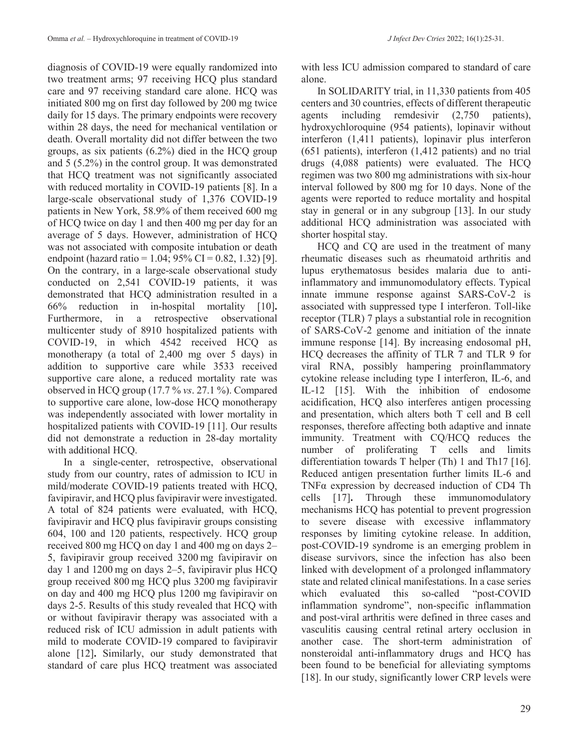diagnosis of COVID-19 were equally randomized into two treatment arms; 97 receiving HCQ plus standard care and 97 receiving standard care alone. HCQ was initiated 800 mg on first day followed by 200 mg twice daily for 15 days. The primary endpoints were recovery within 28 days, the need for mechanical ventilation or death. Overall mortality did not differ between the two groups, as six patients (6.2%) died in the HCQ group and 5 (5.2%) in the control group. It was demonstrated that HCQ treatment was not significantly associated with reduced mortality in COVID-19 patients [8]. In a large-scale observational study of 1,376 COVID-19 patients in New York, 58.9% of them received 600 mg of HCQ twice on day 1 and then 400 mg per day for an average of 5 days. However, administration of HCQ was not associated with composite intubation or death endpoint (hazard ratio = 1.04; 95% CI = 0.82, 1.32) [9]. On the contrary, in a large-scale observational study conducted on 2,541 COVID-19 patients, it was demonstrated that HCQ administration resulted in a 66% reduction in in-hospital mortality [10]. Furthermore, in a retrospective observational multicenter study of 8910 hospitalized patients with COVID-19, in which 4542 received HCQ as monotherapy (a total of 2,400 mg over 5 days) in addition to supportive care while 3533 received supportive care alone, a reduced mortality rate was observed in HCQ group (17.7 % *vs*. 27.1 %). Compared to supportive care alone, low-dose HCQ monotherapy was independently associated with lower mortality in hospitalized patients with COVID-19 [11]. Our results did not demonstrate a reduction in 28-day mortality with additional HCQ.

In a single-center, retrospective, observational study from our country, rates of admission to ICU in mild/moderate COVID-19 patients treated with HCQ, favipiravir, and HCQ plus favipiravir were investigated. A total of 824 patients were evaluated, with HCQ, favipiravir and HCQ plus favipiravir groups consisting 604, 100 and 120 patients, respectively. HCQ group received 800 mg HCQ on day 1 and 400 mg on days 2–5, favipiravir group received 3200 mg favipiravir on day 1 and 1200 mg on days 2–5, favipiravir plus HCQ group received 800 mg HCQ plus 3200 mg favipiravir on day and 400 mg HCQ plus 1200 mg favipiravir on days 2-5. Results of this study revealed that HCQ with or without favipiravir therapy was associated with a reduced risk of ICU admission in adult patients with mild to moderate COVID-19 compared to favipiravir alone [12]. Similarly, our study demonstrated that standard of care plus HCQ treatment was associated with less ICU admission compared to standard of care alone.

In SOLIDARITY trial, in 11,330 patients from 405 centers and 30 countries, effects of different therapeutic agents including remdesivir (2,750 patients), hydroxychloroquine (954 patients), lopinavir without interferon (1,411 patients), lopinavir plus interferon (651 patients), interferon (1,412 patients) and no trial drugs (4,088 patients) were evaluated. The HCQ regimen was two 800 mg administrations with six-hour interval followed by 800 mg for 10 days. None of the agents were reported to reduce mortality and hospital stay in general or in any subgroup [13]. In our study additional HCQ administration was associated with shorter hospital stay.

HCQ and CQ are used in the treatment of many rheumatic diseases such as rheumatoid arthritis and lupus erythematosus besides malaria due to anti-inflammatory and immunomodulatory effects. Typical innate immune response against SARS-CoV-2 is associated with suppressed type I interferon. Toll-like receptor (TLR) 7 plays a substantial role in recognition of SARS-CoV-2 genome and initiation of the innate immune response [14]. By increasing endosomal pH, HCQ decreases the affinity of TLR 7 and TLR 9 for viral RNA, possibly hampering proinflammatory cytokine release including type I interferon, IL-6, and IL-12 [15]. With the inhibition of endosome acidification, HCQ also interferes antigen processing and presentation, which alters both T cell and B cell responses, therefore affecting both adaptive and innate immunity. Treatment with CQ/HCQ reduces the number of proliferating T cells and limits differentiation towards T helper (Th) 1 and Th17 [16]. Reduced antigen presentation further limits IL-6 and TNFα expression by decreased induction of CD4 Th cells [17]. Through these immunomodulatory mechanisms HCQ has potential to prevent progression to severe disease with excessive inflammatory responses by limiting cytokine release. In addition, post-COVID-19 syndrome is an emerging problem in disease survivors, since the infection has also been linked with development of a prolonged inflammatory state and related clinical manifestations. In a case series which evaluated this so-called "post-COVID inflammation syndrome", non-specific inflammation and post-viral arthritis were defined in three cases and vasculitis causing central retinal artery occlusion in another case. The short-term administration of nonsteroidal anti-inflammatory drugs and HCQ has been found to be beneficial for alleviating symptoms [18]. In our study, significantly lower CRP levels were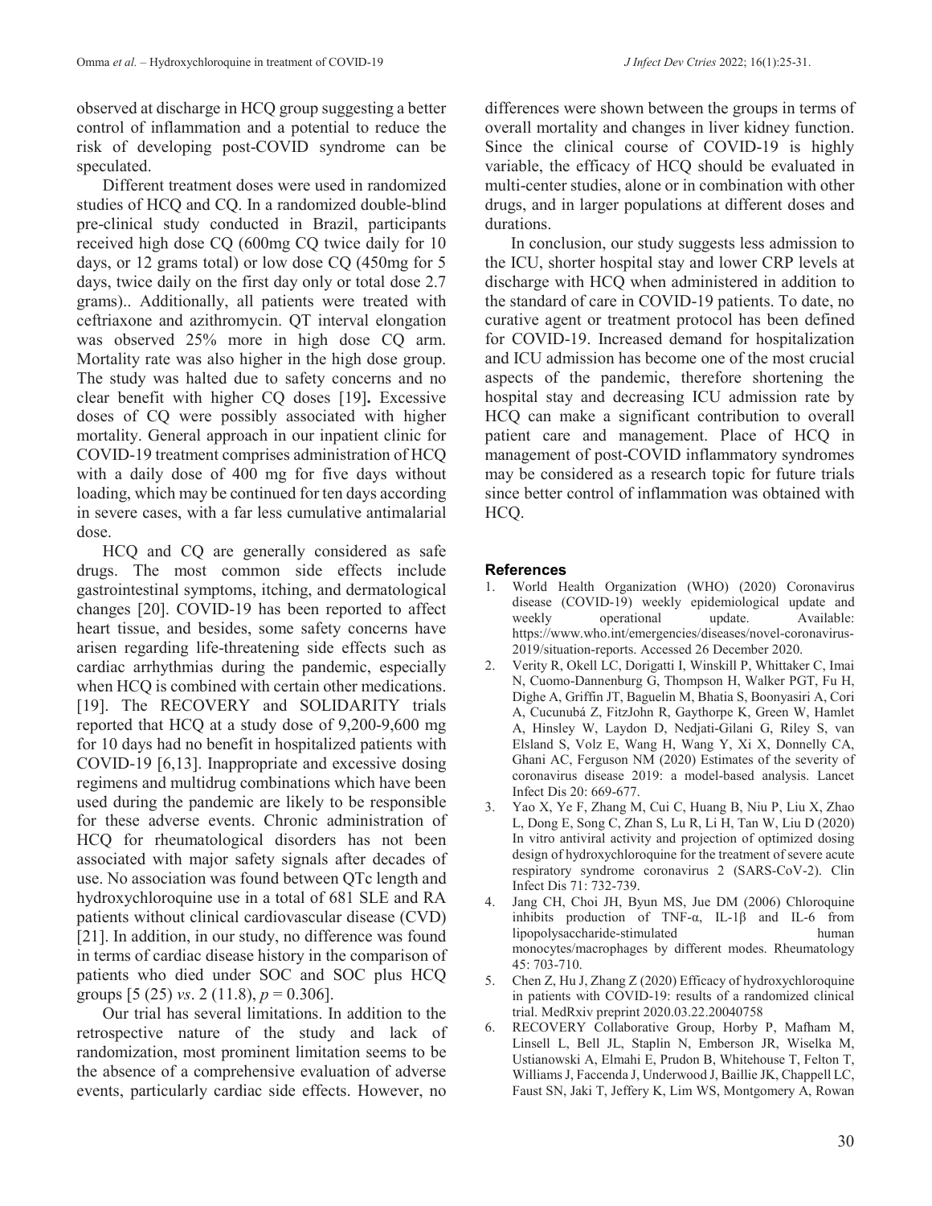observed at discharge in HCQ group suggesting a better control of inflammation and a potential to reduce the risk of developing post-COVID syndrome can be speculated.

Different treatment doses were used in randomized studies of HCQ and CQ. In a randomized double-blind pre-clinical study conducted in Brazil, participants received high dose CQ (600mg CQ twice daily for 10 days, or 12 grams total) or low dose CQ (450mg for 5 days, twice daily on the first day only or total dose 2.7 grams).. Additionally, all patients were treated with ceftriaxone and azithromycin. QT interval elongation was observed 25% more in high dose CQ arm. Mortality rate was also higher in the high dose group. The study was halted due to safety concerns and no clear benefit with higher CQ doses [19]**.** Excessive doses of CQ were possibly associated with higher mortality. General approach in our inpatient clinic for COVID-19 treatment comprises administration of HCQ with a daily dose of 400 mg for five days without loading, which may be continued for ten days according in severe cases, with a far less cumulative antimalarial dose.

HCQ and CQ are generally considered as safe drugs. The most common side effects include gastrointestinal symptoms, itching, and dermatological changes [20]. COVID-19 has been reported to affect heart tissue, and besides, some safety concerns have arisen regarding life-threatening side effects such as cardiac arrhythmias during the pandemic, especially when HCQ is combined with certain other medications. [19]. The RECOVERY and SOLIDARITY trials reported that HCQ at a study dose of 9,200-9,600 mg for 10 days had no benefit in hospitalized patients with COVID-19 [6,13]. Inappropriate and excessive dosing regimens and multidrug combinations which have been used during the pandemic are likely to be responsible for these adverse events. Chronic administration of HCQ for rheumatological disorders has not been associated with major safety signals after decades of use. No association was found between QTc length and hydroxychloroquine use in a total of 681 SLE and RA patients without clinical cardiovascular disease (CVD) [21]. In addition, in our study, no difference was found in terms of cardiac disease history in the comparison of patients who died under SOC and SOC plus HCQ groups [5 (25) *vs*. 2 (11.8), *p* = 0.306].

Our trial has several limitations. In addition to the retrospective nature of the study and lack of randomization, most prominent limitation seems to be the absence of a comprehensive evaluation of adverse events, particularly cardiac side effects. However, no differences were shown between the groups in terms of overall mortality and changes in liver kidney function. Since the clinical course of COVID-19 is highly variable, the efficacy of HCQ should be evaluated in multi-center studies, alone or in combination with other drugs, and in larger populations at different doses and durations.

In conclusion, our study suggests less admission to the ICU, shorter hospital stay and lower CRP levels at discharge with HCQ when administered in addition to the standard of care in COVID-19 patients. To date, no curative agent or treatment protocol has been defined for COVID-19. Increased demand for hospitalization and ICU admission has become one of the most crucial aspects of the pandemic, therefore shortening the hospital stay and decreasing ICU admission rate by HCQ can make a significant contribution to overall patient care and management. Place of HCQ in management of post-COVID inflammatory syndromes may be considered as a research topic for future trials since better control of inflammation was obtained with HCQ.

## References

1. World Health Organization (WHO) (2020) Coronavirus disease (COVID-19) weekly epidemiological update and weekly operational update. Available: https://www.who.int/emergencies/diseases/novel-coronavirus-2019/situation-reports. Accessed 26 December 2020.
2. Verity R, Okell LC, Dorigatti I, Winskill P, Whittaker C, Imai N, Cuomo-Dannenburg G, Thompson H, Walker PGT, Fu H, Dighe A, Griffin JT, Baguelin M, Bhatia S, Boonyasiri A, Cori A, Cucunubá Z, FitzJohn R, Gaythorpe K, Green W, Hamlet A, Hinsley W, Laydon D, Nedjati-Gilani G, Riley S, van Elsland S, Volz E, Wang H, Wang Y, Xi X, Donnelly CA, Ghani AC, Ferguson NM (2020) Estimates of the severity of coronavirus disease 2019: a model-based analysis. Lancet Infect Dis 20: 669-677.
3. Yao X, Ye F, Zhang M, Cui C, Huang B, Niu P, Liu X, Zhao L, Dong E, Song C, Zhan S, Lu R, Li H, Tan W, Liu D (2020) In vitro antiviral activity and projection of optimized dosing design of hydroxychloroquine for the treatment of severe acute respiratory syndrome coronavirus 2 (SARS-CoV-2). Clin Infect Dis 71: 732-739.
4. Jang CH, Choi JH, Byun MS, Jue DM (2006) Chloroquine inhibits production of TNF-α, IL-1β and IL-6 from lipopolysaccharide-stimulated human monocytes/macrophages by different modes. Rheumatology 45: 703-710.
5. Chen Z, Hu J, Zhang Z (2020) Efficacy of hydroxychloroquine in patients with COVID-19: results of a randomized clinical trial. MedRxiv preprint 2020.03.22.20040758
6. RECOVERY Collaborative Group, Horby P, Mafham M, Linsell L, Bell JL, Staplin N, Emberson JR, Wiselka M, Ustianowski A, Elmahi E, Prudon B, Whitehouse T, Felton T, Williams J, Faccenda J, Underwood J, Baillie JK, Chappell LC, Faust SN, Jaki T, Jeffery K, Lim WS, Montgomery A, Rowan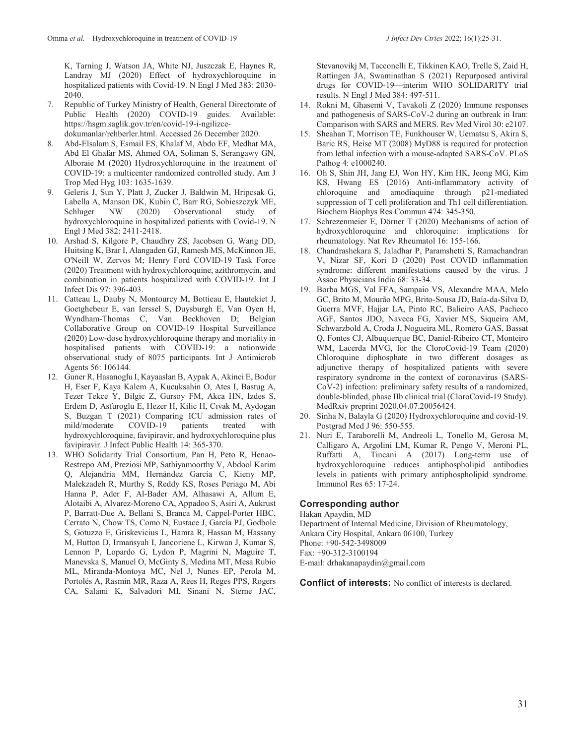K, Tarning J, Watson JA, White NJ, Juszczak E, Haynes R, Landray MJ (2020) Effect of hydroxychloroquine in hospitalized patients with Covid-19. N Engl J Med 383: 2030-2040.

7. Republic of Turkey Ministry of Health, General Directorate of Public Health (2020) COVID-19 guides. Available: https://hsgm.saglik.gov.tr/en/covid-19-i-ngilizce-dokumanlar/rehberler.html. Accessed 26 December 2020.
8. Abd-Elsalam S, Esmail ES, Khalaf M, Abdo EF, Medhat MA, Abd El Ghafar MS, Ahmed OA, Soliman S, Serangawy GN, Alboraie M (2020) Hydroxychloroquine in the treatment of COVID-19: a multicenter randomized controlled study. Am J Trop Med Hyg 103: 1635-1639.
9. Geleris J, Sun Y, Platt J, Zucker J, Baldwin M, Hripcsak G, Labella A, Manson DK, Kubin C, Barr RG, Sobieszczyk ME, Schluger NW (2020) Observational study of hydroxychloroquine in hospitalized patients with Covid-19. N Engl J Med 382: 2411-2418.
10. Arshad S, Kilgore P, Chaudhry ZS, Jacobsen G, Wang DD, Huitsing K, Brar I, Alangaden GJ, Ramesh MS, McKinnon JE, O'Neill W, Zervos M; Henry Ford COVID-19 Task Force (2020) Treatment with hydroxychloroquine, azithromycin, and combination in patients hospitalized with COVID-19. Int J Infect Dis 97: 396-403.
11. Catteau L, Dauby N, Montourcy M, Bottieau E, Hautekiet J, Goetghebeur E, van Ierssel S, Duysburgh E, Van Oyen H, Wyndham-Thomas C, Van Beckhoven D; Belgian Collaborative Group on COVID-19 Hospital Surveillance (2020) Low-dose hydroxychloroquine therapy and mortality in hospitalised patients with COVID-19: a nationwide observational study of 8075 participants. Int J Antimicrob Agents 56: 106144.
12. Guner R, Hasanoglu I, Kayaaslan B, Aypak A, Akinci E, Bodur H, Eser F, Kaya Kalem A, Kucuksahin O, Ates I, Bastug A, Tezer Tekce Y, Bilgic Z, Gursoy FM, Akca HN, Izdes S, Erdem D, Asfuroglu E, Hezer H, Kilic H, Cıvak M, Aydogan S, Buzgan T (2021) Comparing ICU admission rates of mild/moderate COVID-19 patients treated with hydroxychloroquine, favipiravir, and hydroxychloroquine plus favipiravir. J Infect Public Health 14: 365-370.
13. WHO Solidarity Trial Consortium, Pan H, Peto R, Henao-Restrepo AM, Preziosi MP, Sathiyamoorthy V, Abdool Karim Q, Alejandria MM, Hernández García C, Kieny MP, Malekzadeh R, Murthy S, Reddy KS, Roses Periago M, Abi Hanna P, Ader F, Al-Bader AM, Alhasawi A, Allum E, Alotaibi A, Alvarez-Moreno CA, Appadoo S, Asiri A, Aukrust P, Barratt-Due A, Bellani S, Branca M, Cappel-Porter HBC, Cerrato N, Chow TS, Como N, Eustace J, García PJ, Godbole S, Gotuzzo E, Griskevicius L, Hamra R, Hassan M, Hassany M, Hutton D, Irmansyah I, Jancoriene L, Kirwan J, Kumar S, Lennon P, Lopardo G, Lydon P, Magrini N, Maguire T, Manevska S, Manuel O, McGinty S, Medina MT, Mesa Rubio ML, Miranda-Montoya MC, Nel J, Nunes EP, Perola M, Portolés A, Rasmin MR, Raza A, Rees H, Reges PPS, Rogers CA, Salami K, Salvadori MI, Sinani N, Sterne JAC, Stevanovikj M, Tacconelli E, Tikkinen KAO, Trelle S, Zaid H, Røttingen JA, Swaminathan S (2021) Repurposed antiviral drugs for COVID-19—interim WHO SOLIDARITY trial results. N Engl J Med 384: 497-511.
14. Rokni M, Ghasemi V, Tavakoli Z (2020) Immune responses and pathogenesis of SARS-CoV-2 during an outbreak in Iran: Comparison with SARS and MERS. Rev Med Virol 30: e2107.
15. Sheahan T, Morrison TE, Funkhouser W, Uematsu S, Akira S, Baric RS, Heise MT (2008) MyD88 is required for protection from lethal infection with a mouse-adapted SARS-CoV. PLoS Pathog 4: e1000240.
16. Oh S, Shin JH, Jang EJ, Won HY, Kim HK, Jeong MG, Kim KS, Hwang ES (2016) Anti-inflammatory activity of chloroquine and amodiaquine through p21-mediated suppression of T cell proliferation and Th1 cell differentiation. Biochem Biophys Res Commun 474: 345-350.
17. Schrezenmeier E, Dörner T (2020) Mechanisms of action of hydroxychloroquine and chloroquine: implications for rheumatology. Nat Rev Rheumatol 16: 155-166.
18. Chandrashekara S, Jaladhar P, Paramshetti S, Ramachandran V, Nizar SF, Kori D (2020) Post COVID inflammation syndrome: different manifestations caused by the virus. J Assoc Physicians India 68: 33-34.
19. Borba MGS, Val FFA, Sampaio VS, Alexandre MAA, Melo GC, Brito M, Mourão MPG, Brito-Sousa JD, Baía-da-Silva D, Guerra MVF, Hajjar LA, Pinto RC, Balieiro AAS, Pacheco AGF, Santos JDO, Naveca FG, Xavier MS, Siqueira AM, Schwarzbold A, Croda J, Nogueira ML, Romero GAS, Bassat Q, Fontes CJ, Albuquerque BC, Daniel-Ribeiro CT, Monteiro WM, Lacerda MVG, for the CloroCovid-19 Team (2020) Chloroquine diphosphate in two different dosages as adjunctive therapy of hospitalized patients with severe respiratory syndrome in the context of coronavirus (SARS-CoV-2) infection: preliminary safety results of a randomized, double-blinded, phase IIb clinical trial (CloroCovid-19 Study). MedRxiv preprint 2020.04.07.20056424.
20. Sinha N, Balayla G (2020) Hydroxychloroquine and covid-19. Postgrad Med J 96: 550-555.
21. Nuri E, Taraborelli M, Andreoli L, Tonello M, Gerosa M, Calligaro A, Argolini LM, Kumar R, Pengo V, Meroni PL, Ruffatti A, Tincani A (2017) Long-term use of hydroxychloroquine reduces antiphospholipid antibodies levels in patients with primary antiphospholipid syndrome. Immunol Res 65: 17-24.

## Corresponding author

Hakan Apaydin, MD
Department of Internal Medicine, Division of Rheumatology,
Ankara City Hospital, Ankara 06100, Turkey
Phone: +90-542-3498009
Fax: +90-312-3100194
E-mail: drhakanapaydin@gmail.com

**Conflict of interests:** No conflict of interests is declared.